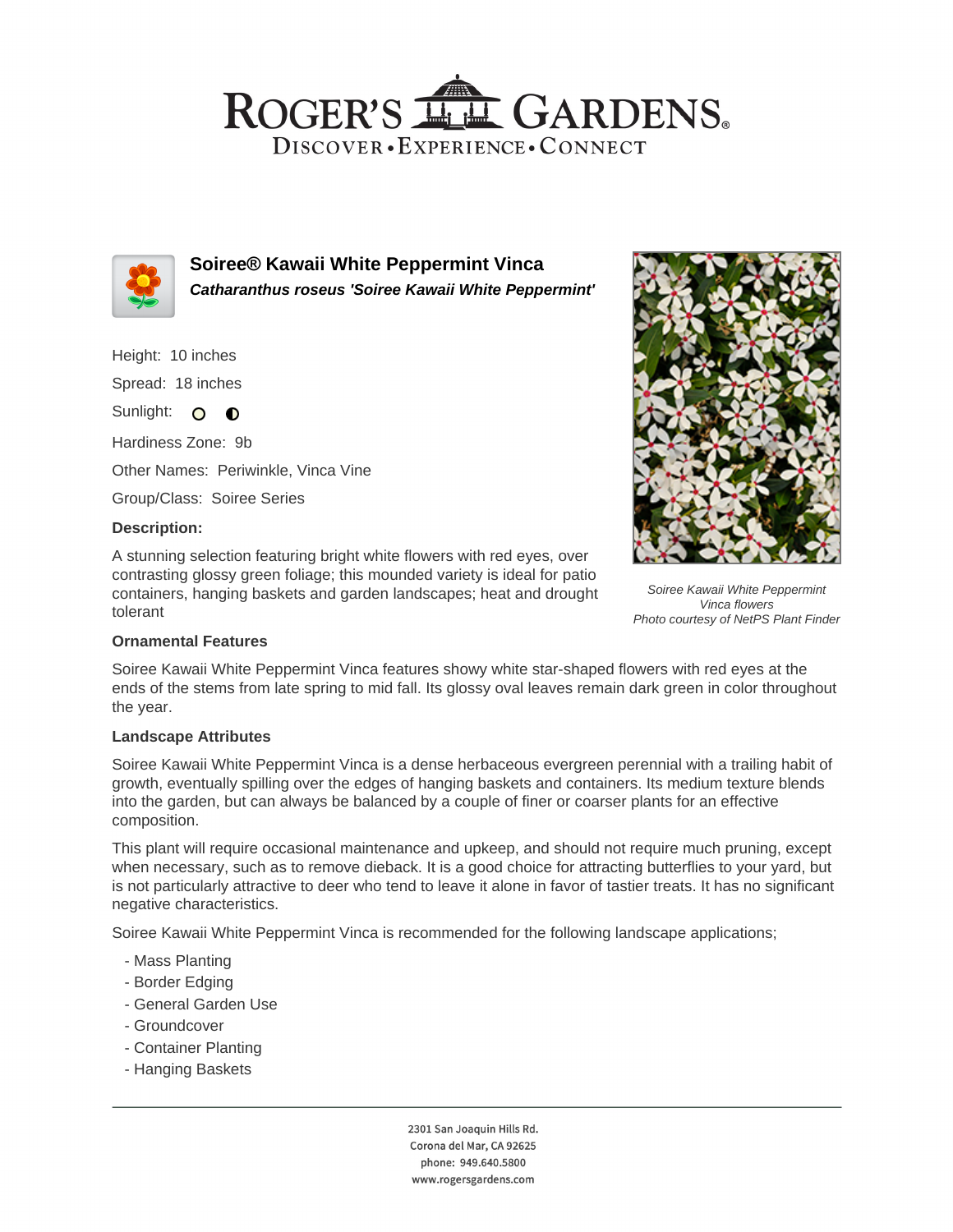# ROGER'S GARDENS

DISCOVER • EXPERIENCE • CONNECT

## Soiree® Kawaii White Peppermint Vinca

***Catharanthus roseus 'Soiree Kawaii White Peppermint'***

Height: 10 inches

Spread: 18 inches

Sunlight:

Hardiness Zone: 9b

Other Names: Periwinkle, Vinca Vine

Group/Class: Soiree Series

### Description:

A stunning selection featuring bright white flowers with red eyes, over contrasting glossy green foliage; this mounded variety is ideal for patio containers, hanging baskets and garden landscapes; heat and drought tolerant

*Soiree Kawaii White Peppermint Vinca flowers*
*Photo courtesy of NetPS Plant Finder*

### Ornamental Features

Soiree Kawaii White Peppermint Vinca features showy white star-shaped flowers with red eyes at the ends of the stems from late spring to mid fall. Its glossy oval leaves remain dark green in color throughout the year.

### Landscape Attributes

Soiree Kawaii White Peppermint Vinca is a dense herbaceous evergreen perennial with a trailing habit of growth, eventually spilling over the edges of hanging baskets and containers. Its medium texture blends into the garden, but can always be balanced by a couple of finer or coarser plants for an effective composition.

This plant will require occasional maintenance and upkeep, and should not require much pruning, except when necessary, such as to remove dieback. It is a good choice for attracting butterflies to your yard, but is not particularly attractive to deer who tend to leave it alone in favor of tastier treats. It has no significant negative characteristics.

Soiree Kawaii White Peppermint Vinca is recommended for the following landscape applications;

- Mass Planting
- Border Edging
- General Garden Use
- Groundcover
- Container Planting
- Hanging Baskets

2301 San Joaquin Hills Rd.
Corona del Mar, CA 92625
phone: 949.640.5800
www.rogersgardens.com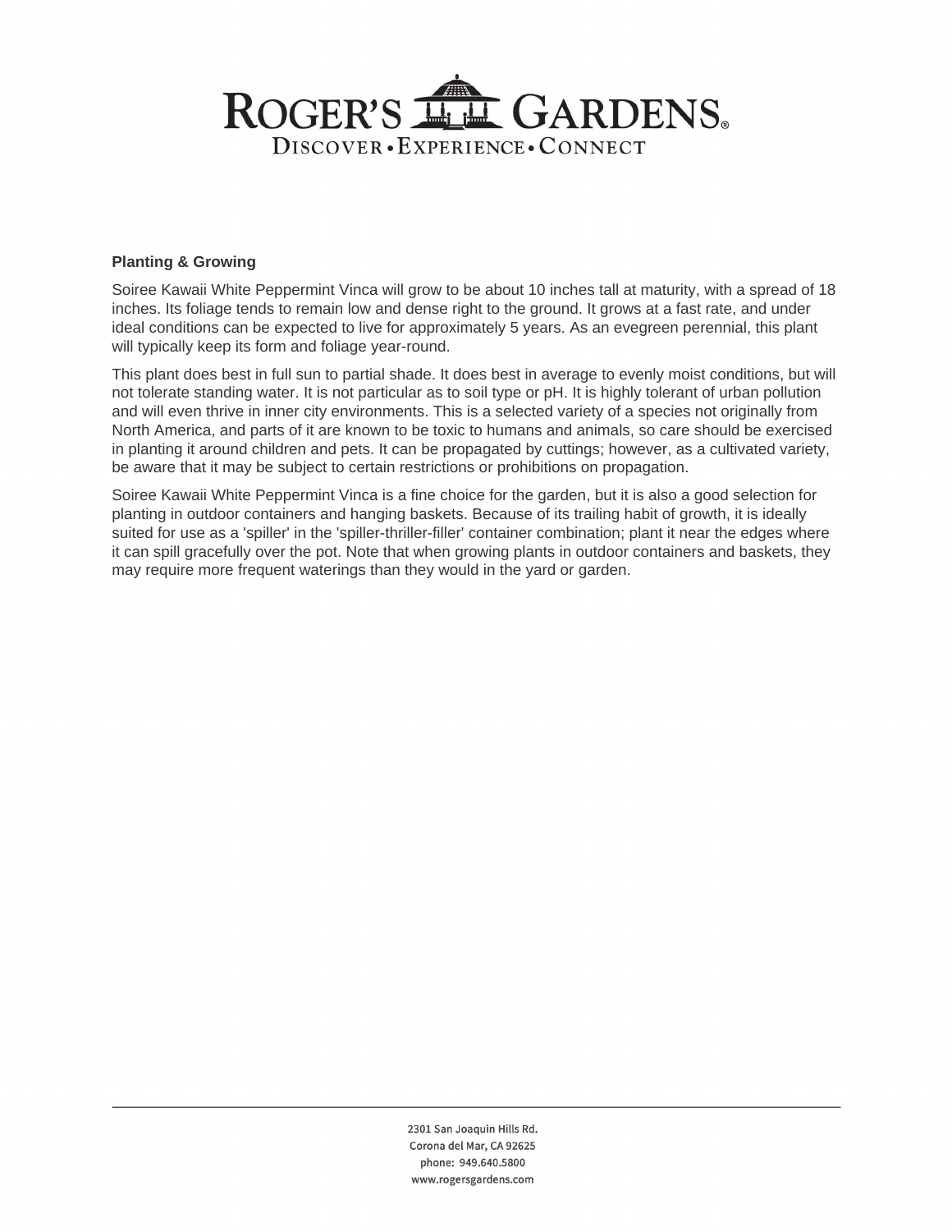**Planting & Growing**

Soiree Kawaii White Peppermint Vinca will grow to be about 10 inches tall at maturity, with a spread of 18 inches. Its foliage tends to remain low and dense right to the ground. It grows at a fast rate, and under ideal conditions can be expected to live for approximately 5 years. As an evegreen perennial, this plant will typically keep its form and foliage year-round.

This plant does best in full sun to partial shade. It does best in average to evenly moist conditions, but will not tolerate standing water. It is not particular as to soil type or pH. It is highly tolerant of urban pollution and will even thrive in inner city environments. This is a selected variety of a species not originally from North America, and parts of it are known to be toxic to humans and animals, so care should be exercised in planting it around children and pets. It can be propagated by cuttings; however, as a cultivated variety, be aware that it may be subject to certain restrictions or prohibitions on propagation.

Soiree Kawaii White Peppermint Vinca is a fine choice for the garden, but it is also a good selection for planting in outdoor containers and hanging baskets. Because of its trailing habit of growth, it is ideally suited for use as a 'spiller' in the 'spiller-thriller-filler' container combination; plant it near the edges where it can spill gracefully over the pot. Note that when growing plants in outdoor containers and baskets, they may require more frequent waterings than they would in the yard or garden.